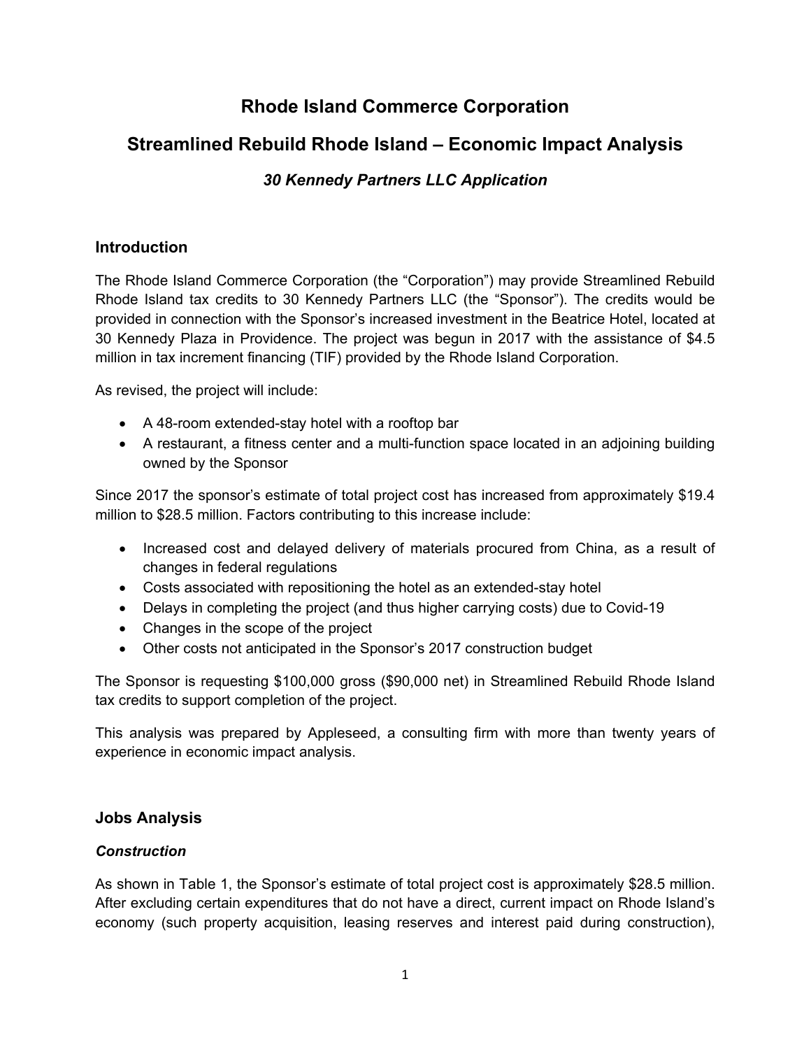# Rhode Island Commerce Corporation

# Streamlined Rebuild Rhode Island – Economic Impact Analysis

### *30 Kennedy Partners LLC Application*

## Introduction

The Rhode Island Commerce Corporation (the "Corporation") may provide Streamlined Rebuild Rhode Island tax credits to 30 Kennedy Partners LLC (the "Sponsor"). The credits would be provided in connection with the Sponsor's increased investment in the Beatrice Hotel, located at 30 Kennedy Plaza in Providence. The project was begun in 2017 with the assistance of $4.5 million in tax increment financing (TIF) provided by the Rhode Island Corporation.

As revised, the project will include:

- A 48-room extended-stay hotel with a rooftop bar
- A restaurant, a fitness center and a multi-function space located in an adjoining building owned by the Sponsor

Since 2017 the sponsor's estimate of total project cost has increased from approximately $19.4 million to $28.5 million. Factors contributing to this increase include:

- Increased cost and delayed delivery of materials procured from China, as a result of changes in federal regulations
- Costs associated with repositioning the hotel as an extended-stay hotel
- Delays in completing the project (and thus higher carrying costs) due to Covid-19
- Changes in the scope of the project
- Other costs not anticipated in the Sponsor's 2017 construction budget

The Sponsor is requesting $100,000 gross ($90,000 net) in Streamlined Rebuild Rhode Island tax credits to support completion of the project.

This analysis was prepared by Appleseed, a consulting firm with more than twenty years of experience in economic impact analysis.

## Jobs Analysis

### *Construction*

As shown in Table 1, the Sponsor's estimate of total project cost is approximately $28.5 million. After excluding certain expenditures that do not have a direct, current impact on Rhode Island's economy (such property acquisition, leasing reserves and interest paid during construction),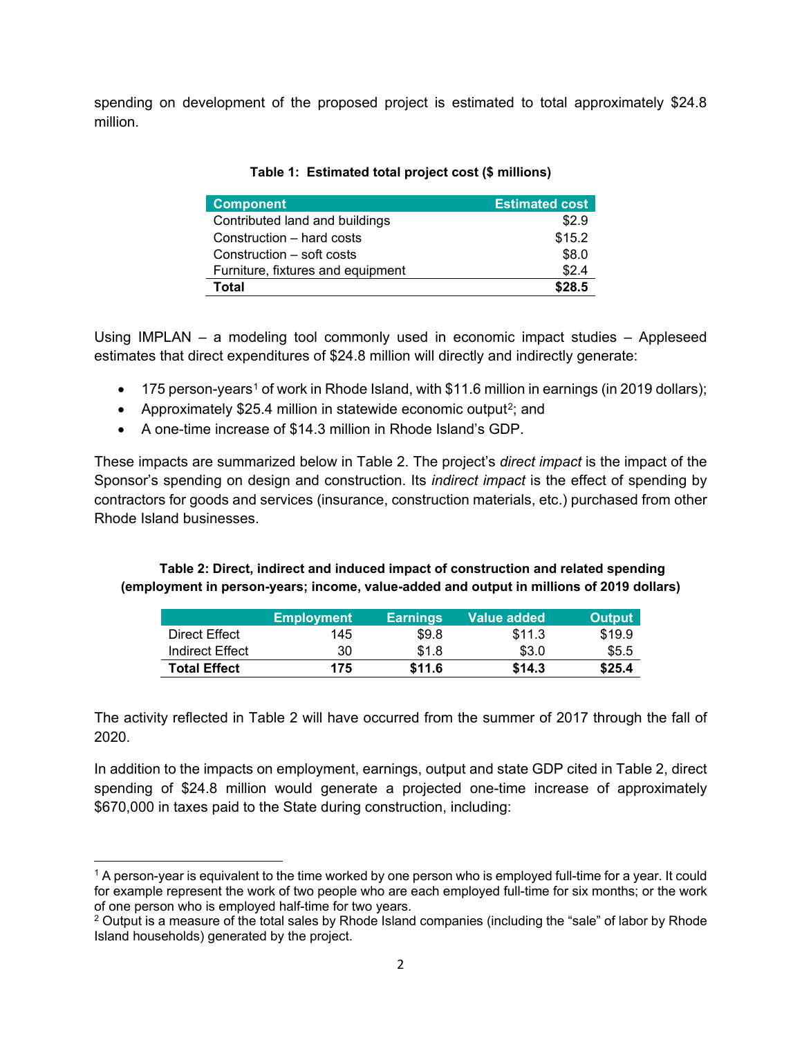spending on development of the proposed project is estimated to total approximately $24.8 million.

**Table 1: Estimated total project cost ($ millions)**

| Component | Estimated cost |
|---|---|
| Contributed land and buildings | $2.9 |
| Construction – hard costs | $15.2 |
| Construction – soft costs | $8.0 |
| Furniture, fixtures and equipment | $2.4 |
| **Total** | **$28.5** |

Using IMPLAN – a modeling tool commonly used in economic impact studies – Appleseed estimates that direct expenditures of $24.8 million will directly and indirectly generate:

- 175 person-years[1] of work in Rhode Island, with $11.6 million in earnings (in 2019 dollars);
- Approximately $25.4 million in statewide economic output[2]; and
- A one-time increase of $14.3 million in Rhode Island's GDP.

These impacts are summarized below in Table 2. The project's *direct impact* is the impact of the Sponsor's spending on design and construction. Its *indirect impact* is the effect of spending by contractors for goods and services (insurance, construction materials, etc.) purchased from other Rhode Island businesses.

**Table 2: Direct, indirect and induced impact of construction and related spending (employment in person-years; income, value-added and output in millions of 2019 dollars)**

| | Employment | Earnings | Value added | Output |
|---|---|---|---|---|
| Direct Effect | 145 | $9.8 | $11.3 | $19.9 |
| Indirect Effect | 30 | $1.8 | $3.0 | $5.5 |
| **Total Effect** | **175** | **$11.6** | **$14.3** | **$25.4** |

The activity reflected in Table 2 will have occurred from the summer of 2017 through the fall of 2020.

In addition to the impacts on employment, earnings, output and state GDP cited in Table 2, direct spending of $24.8 million would generate a projected one-time increase of approximately $670,000 in taxes paid to the State during construction, including:

---

[1] A person-year is equivalent to the time worked by one person who is employed full-time for a year. It could for example represent the work of two people who are each employed full-time for six months; or the work of one person who is employed half-time for two years.

[2] Output is a measure of the total sales by Rhode Island companies (including the "sale" of labor by Rhode Island households) generated by the project.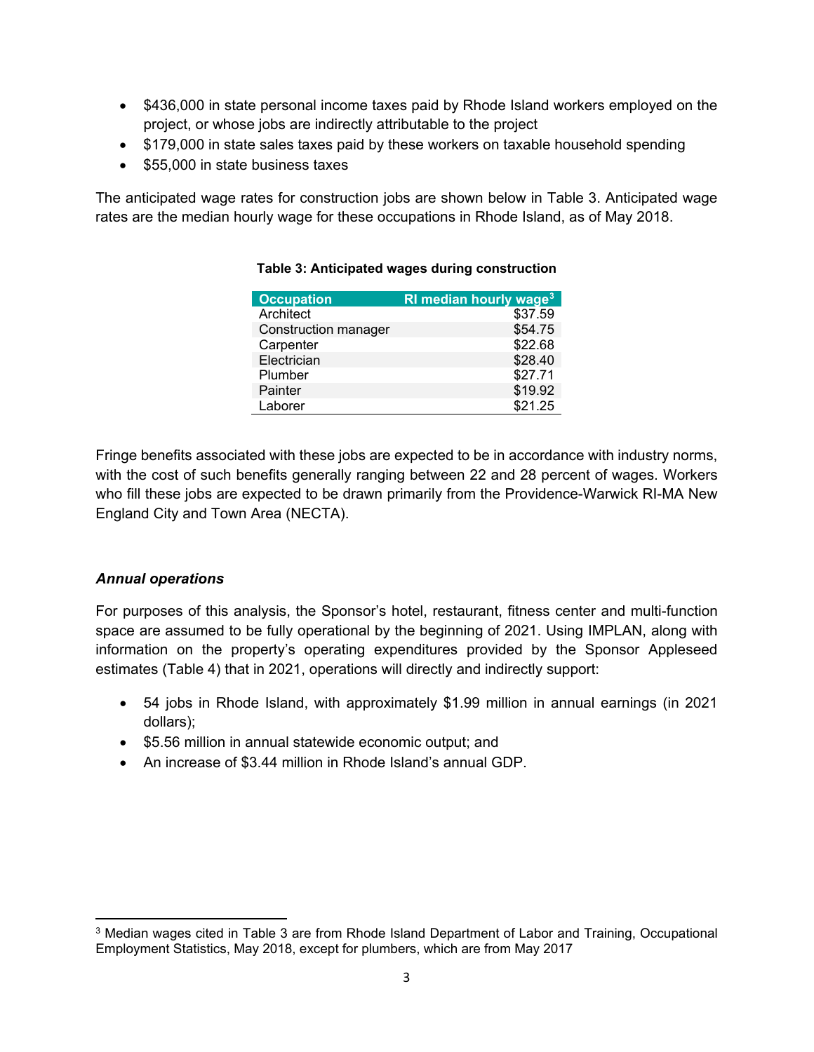- $436,000 in state personal income taxes paid by Rhode Island workers employed on the project, or whose jobs are indirectly attributable to the project
- $179,000 in state sales taxes paid by these workers on taxable household spending
- $55,000 in state business taxes

The anticipated wage rates for construction jobs are shown below in Table 3. Anticipated wage rates are the median hourly wage for these occupations in Rhode Island, as of May 2018.

**Table 3: Anticipated wages during construction**

| Occupation | RI median hourly wage[3] |
|---|---:|
| Architect | $37.59 |
| Construction manager | $54.75 |
| Carpenter | $22.68 |
| Electrician | $28.40 |
| Plumber | $27.71 |
| Painter | $19.92 |
| Laborer | $21.25 |

Fringe benefits associated with these jobs are expected to be in accordance with industry norms, with the cost of such benefits generally ranging between 22 and 28 percent of wages. Workers who fill these jobs are expected to be drawn primarily from the Providence-Warwick RI-MA New England City and Town Area (NECTA).

### *Annual operations*

For purposes of this analysis, the Sponsor's hotel, restaurant, fitness center and multi-function space are assumed to be fully operational by the beginning of 2021. Using IMPLAN, along with information on the property's operating expenditures provided by the Sponsor Appleseed estimates (Table 4) that in 2021, operations will directly and indirectly support:

- 54 jobs in Rhode Island, with approximately $1.99 million in annual earnings (in 2021 dollars);
- $5.56 million in annual statewide economic output; and
- An increase of $3.44 million in Rhode Island's annual GDP.

---

[3] Median wages cited in Table 3 are from Rhode Island Department of Labor and Training, Occupational Employment Statistics, May 2018, except for plumbers, which are from May 2017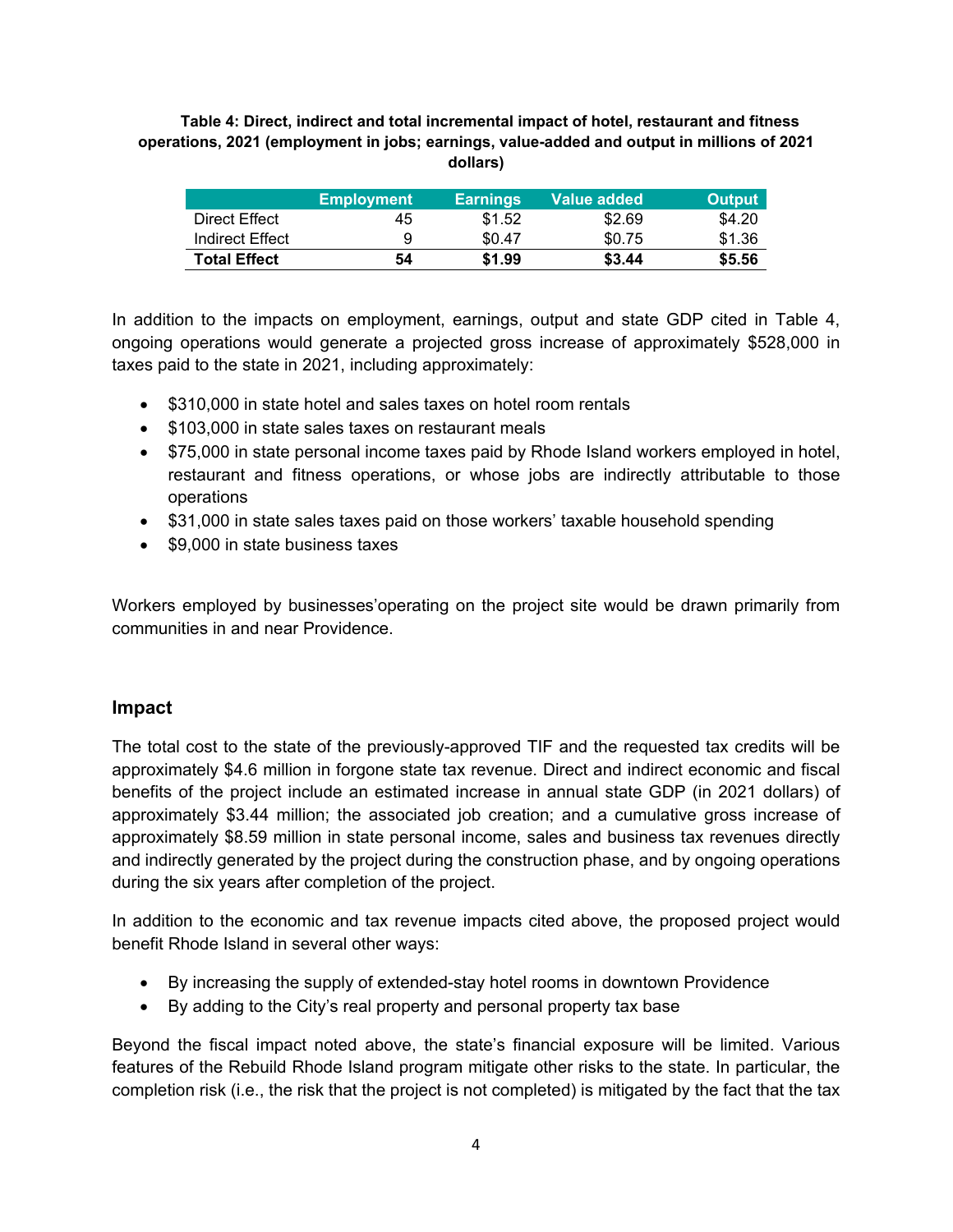**Table 4: Direct, indirect and total incremental impact of hotel, restaurant and fitness operations, 2021 (employment in jobs; earnings, value-added and output in millions of 2021 dollars)**

| | Employment | Earnings | Value added | Output |
|---|---|---|---|---|
| Direct Effect | 45 | $1.52 | $2.69 | $4.20 |
| Indirect Effect | 9 | $0.47 | $0.75 | $1.36 |
| **Total Effect** | **54** | **$1.99** | **$3.44** | **$5.56** |

In addition to the impacts on employment, earnings, output and state GDP cited in Table 4, ongoing operations would generate a projected gross increase of approximately $528,000 in taxes paid to the state in 2021, including approximately:

- $310,000 in state hotel and sales taxes on hotel room rentals
- $103,000 in state sales taxes on restaurant meals
- $75,000 in state personal income taxes paid by Rhode Island workers employed in hotel, restaurant and fitness operations, or whose jobs are indirectly attributable to those operations
- $31,000 in state sales taxes paid on those workers' taxable household spending
- $9,000 in state business taxes

Workers employed by businesses'operating on the project site would be drawn primarily from communities in and near Providence.

## Impact

The total cost to the state of the previously-approved TIF and the requested tax credits will be approximately $4.6 million in forgone state tax revenue. Direct and indirect economic and fiscal benefits of the project include an estimated increase in annual state GDP (in 2021 dollars) of approximately $3.44 million; the associated job creation; and a cumulative gross increase of approximately $8.59 million in state personal income, sales and business tax revenues directly and indirectly generated by the project during the construction phase, and by ongoing operations during the six years after completion of the project.

In addition to the economic and tax revenue impacts cited above, the proposed project would benefit Rhode Island in several other ways:

- By increasing the supply of extended-stay hotel rooms in downtown Providence
- By adding to the City's real property and personal property tax base

Beyond the fiscal impact noted above, the state's financial exposure will be limited. Various features of the Rebuild Rhode Island program mitigate other risks to the state. In particular, the completion risk (i.e., the risk that the project is not completed) is mitigated by the fact that the tax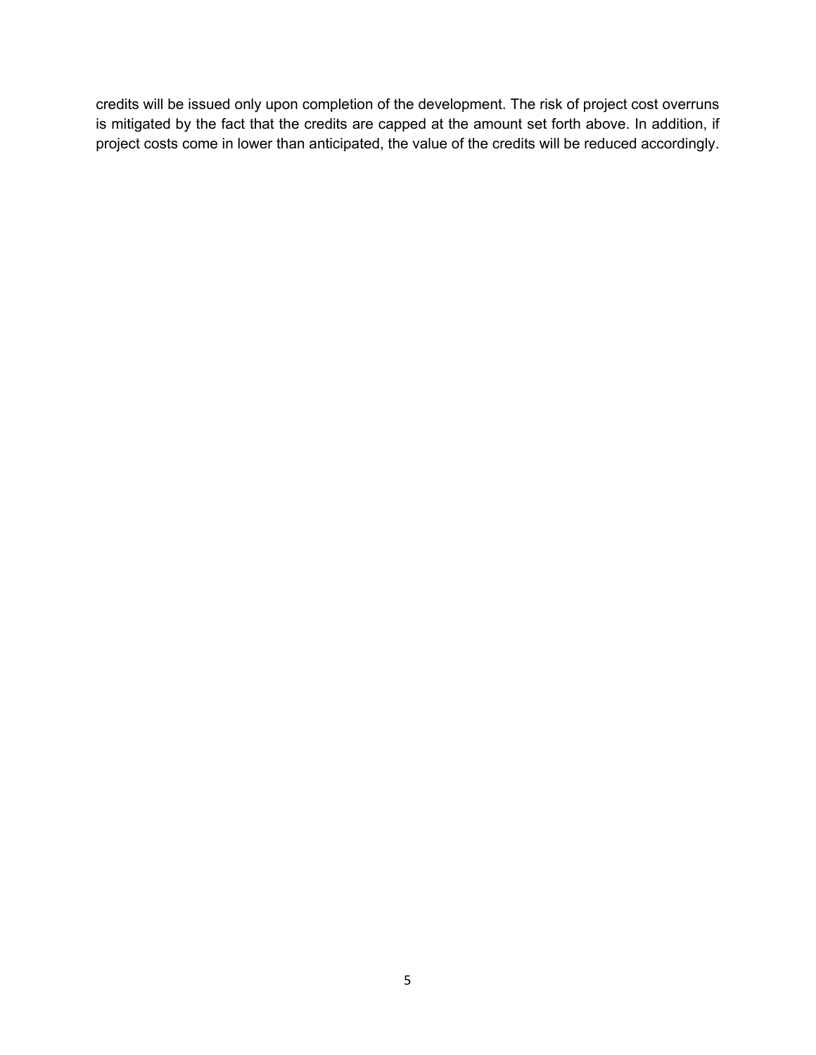credits will be issued only upon completion of the development. The risk of project cost overruns is mitigated by the fact that the credits are capped at the amount set forth above. In addition, if project costs come in lower than anticipated, the value of the credits will be reduced accordingly.